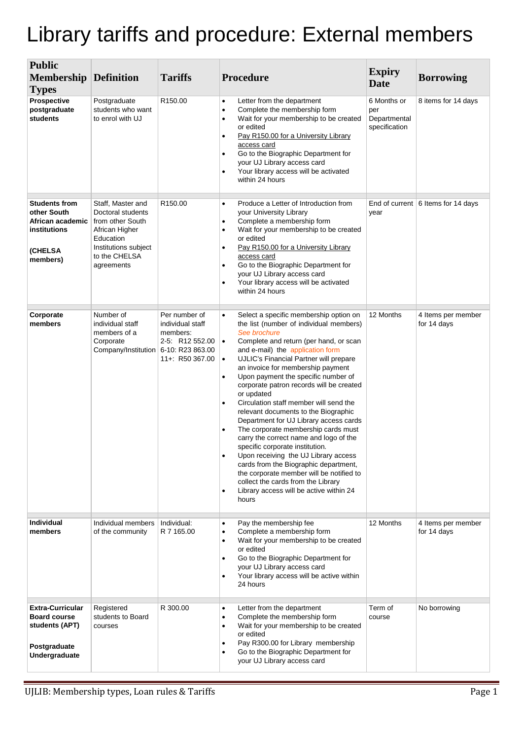# Library tariffs and procedure: External members

| Public Membership Types | Definition | Tariffs | Procedure | Expiry Date | Borrowing |
|---|---|---|---|---|---|
| **Prospective postgraduate students** | Postgraduate students who want to enrol with UJ | R150.00 | • Letter from the department<br>• Complete the membership form<br>• Wait for your membership to be created or edited<br>• Pay R150.00 for a University Library access card<br>• Go to the Biographic Department for your UJ Library access card<br>• Your library access will be activated within 24 hours | 6 Months or per Departmental specification | 8 items for 14 days |
| **Students from other South African academic institutions**<br><br>**(CHELSA members)** | Staff, Master and Doctoral students from other South African Higher Education Institutions subject to the CHELSA agreements | R150.00 | • Produce a Letter of Introduction from your University Library<br>• Complete a membership form<br>• Wait for your membership to be created or edited<br>• Pay R150.00 for a University Library access card<br>• Go to the Biographic Department for your UJ Library access card<br>• Your library access will be activated within 24 hours | End of current year | 6 Items for 14 days |
| **Corporate members** | Number of individual staff members of a Corporate Company/Institution | Per number of individual staff members:<br>2-5: R12 552.00<br>6-10: R23 863.00<br>11+: R50 367.00 | • Select a specific membership option on the list (number of individual members) *See brochure*<br>• Complete and return (per hand, or scan and e-mail) the application form<br>• UJLIC's Financial Partner will prepare an invoice for membership payment<br>• Upon payment the specific number of corporate patron records will be created or updated<br>• Circulation staff member will send the relevant documents to the Biographic Department for UJ Library access cards<br>• The corporate membership cards must carry the correct name and logo of the specific corporate institution.<br>• Upon receiving the UJ Library access cards from the Biographic department, the corporate member will be notified to collect the cards from the Library<br>• Library access will be active within 24 hours | 12 Months | 4 Items per member for 14 days |
| **Individual members** | Individual members of the community | Individual:<br>R 7 165.00 | • Pay the membership fee<br>• Complete a membership form<br>• Wait for your membership to be created or edited<br>• Go to the Biographic Department for your UJ Library access card<br>• Your library access will be active within 24 hours | 12 Months | 4 Items per member for 14 days |
| **Extra-Curricular Board course students (APT)**<br><br>**Postgraduate**<br>**Undergraduate** | Registered students to Board courses | R 300.00 | • Letter from the department<br>• Complete the membership form<br>• Wait for your membership to be created or edited<br>• Pay R300.00 for Library membership<br>• Go to the Biographic Department for your UJ Library access card | Term of course | No borrowing |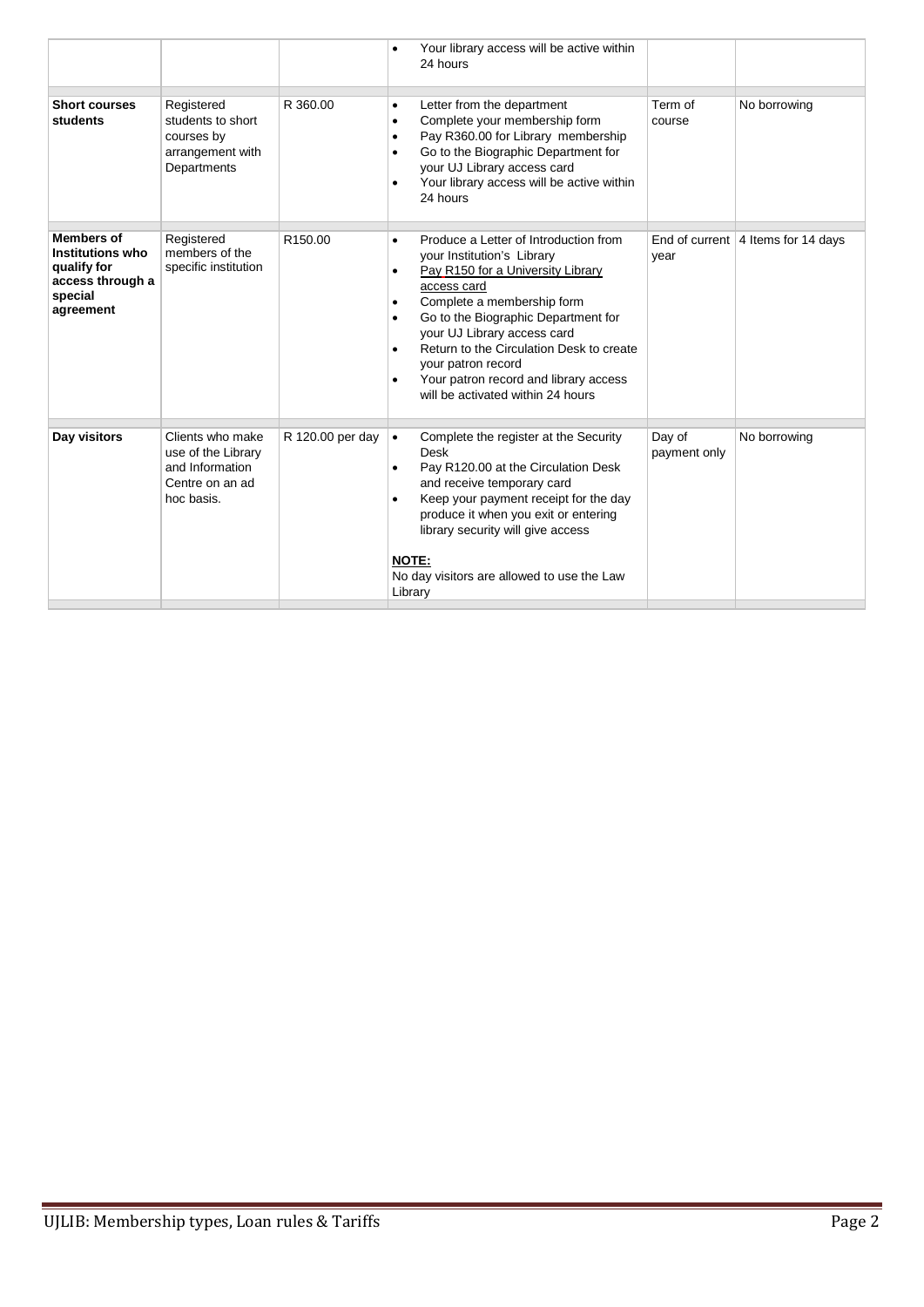| | | | | | |
|---|---|---|---|---|---|
| | | | • Your library access will be active within 24 hours | | |
| **Short courses students** | Registered students to short courses by arrangement with Departments | R 360.00 | • Letter from the department<br>• Complete your membership form<br>• Pay R360.00 for Library membership<br>• Go to the Biographic Department for your UJ Library access card<br>• Your library access will be active within 24 hours | Term of course | No borrowing |
| **Members of Institutions who qualify for access through a special agreement** | Registered members of the specific institution | R150.00 | • Produce a Letter of Introduction from your Institution's Library<br>• Pay R150 for a University Library access card<br>• Complete a membership form<br>• Go to the Biographic Department for your UJ Library access card<br>• Return to the Circulation Desk to create your patron record<br>• Your patron record and library access will be activated within 24 hours | End of current year | 4 Items for 14 days |
| **Day visitors** | Clients who make use of the Library and Information Centre on an ad hoc basis. | R 120.00 per day | • Complete the register at the Security Desk<br>• Pay R120.00 at the Circulation Desk and receive temporary card<br>• Keep your payment receipt for the day produce it when you exit or entering library security will give access<br><br>**NOTE:**<br>No day visitors are allowed to use the Law Library | Day of payment only | No borrowing |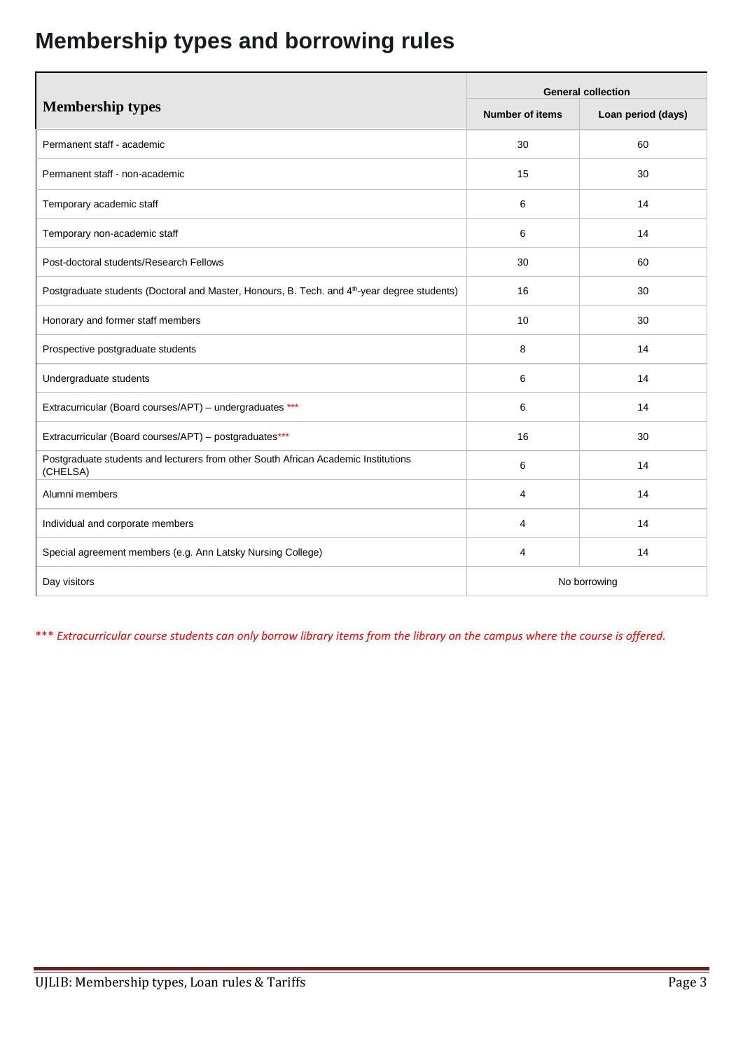# Membership types and borrowing rules

| Membership types | General collection | |
|---|---|---|
| | Number of items | Loan period (days) |
| Permanent staff - academic | 30 | 60 |
| Permanent staff - non-academic | 15 | 30 |
| Temporary academic staff | 6 | 14 |
| Temporary non-academic staff | 6 | 14 |
| Post-doctoral students/Research Fellows | 30 | 60 |
| Postgraduate students (Doctoral and Master, Honours, B. Tech. and 4th-year degree students) | 16 | 30 |
| Honorary and former staff members | 10 | 30 |
| Prospective postgraduate students | 8 | 14 |
| Undergraduate students | 6 | 14 |
| Extracurricular (Board courses/APT) – undergraduates *** | 6 | 14 |
| Extracurricular (Board courses/APT) – postgraduates*** | 16 | 30 |
| Postgraduate students and lecturers from other South African Academic Institutions (CHELSA) | 6 | 14 |
| Alumni members | 4 | 14 |
| Individual and corporate members | 4 | 14 |
| Special agreement members (e.g. Ann Latsky Nursing College) | 4 | 14 |
| Day visitors | No borrowing | |

*\*\*\* Extracurricular course students can only borrow library items from the library on the campus where the course is offered.*